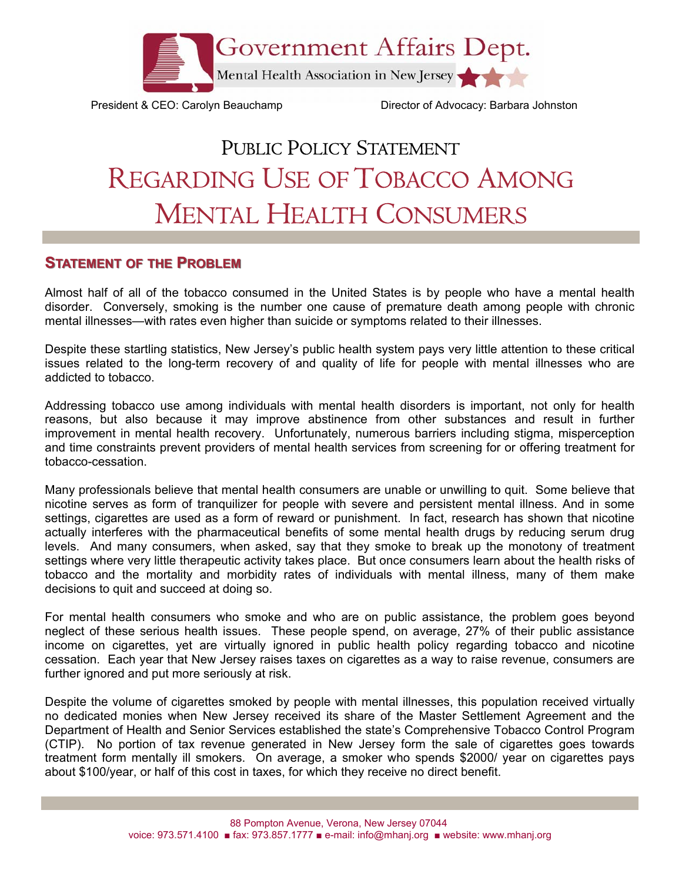Government Affairs Dept.

Mental Health Association in New Jersey

President & CEO: Carolyn Beauchamp  Director of Advocacy: Barbara Johnston

# PUBLIC POLICY STATEMENT
# REGARDING USE OF TOBACCO AMONG MENTAL HEALTH CONSUMERS

## STATEMENT OF THE PROBLEM

Almost half of all of the tobacco consumed in the United States is by people who have a mental health disorder. Conversely, smoking is the number one cause of premature death among people with chronic mental illnesses—with rates even higher than suicide or symptoms related to their illnesses.

Despite these startling statistics, New Jersey's public health system pays very little attention to these critical issues related to the long-term recovery of and quality of life for people with mental illnesses who are addicted to tobacco.

Addressing tobacco use among individuals with mental health disorders is important, not only for health reasons, but also because it may improve abstinence from other substances and result in further improvement in mental health recovery. Unfortunately, numerous barriers including stigma, misperception and time constraints prevent providers of mental health services from screening for or offering treatment for tobacco-cessation.

Many professionals believe that mental health consumers are unable or unwilling to quit. Some believe that nicotine serves as form of tranquilizer for people with severe and persistent mental illness. And in some settings, cigarettes are used as a form of reward or punishment. In fact, research has shown that nicotine actually interferes with the pharmaceutical benefits of some mental health drugs by reducing serum drug levels. And many consumers, when asked, say that they smoke to break up the monotony of treatment settings where very little therapeutic activity takes place. But once consumers learn about the health risks of tobacco and the mortality and morbidity rates of individuals with mental illness, many of them make decisions to quit and succeed at doing so.

For mental health consumers who smoke and who are on public assistance, the problem goes beyond neglect of these serious health issues. These people spend, on average, 27% of their public assistance income on cigarettes, yet are virtually ignored in public health policy regarding tobacco and nicotine cessation. Each year that New Jersey raises taxes on cigarettes as a way to raise revenue, consumers are further ignored and put more seriously at risk.

Despite the volume of cigarettes smoked by people with mental illnesses, this population received virtually no dedicated monies when New Jersey received its share of the Master Settlement Agreement and the Department of Health and Senior Services established the state's Comprehensive Tobacco Control Program (CTIP). No portion of tax revenue generated in New Jersey form the sale of cigarettes goes towards treatment form mentally ill smokers. On average, a smoker who spends $2000/ year on cigarettes pays about $100/year, or half of this cost in taxes, for which they receive no direct benefit.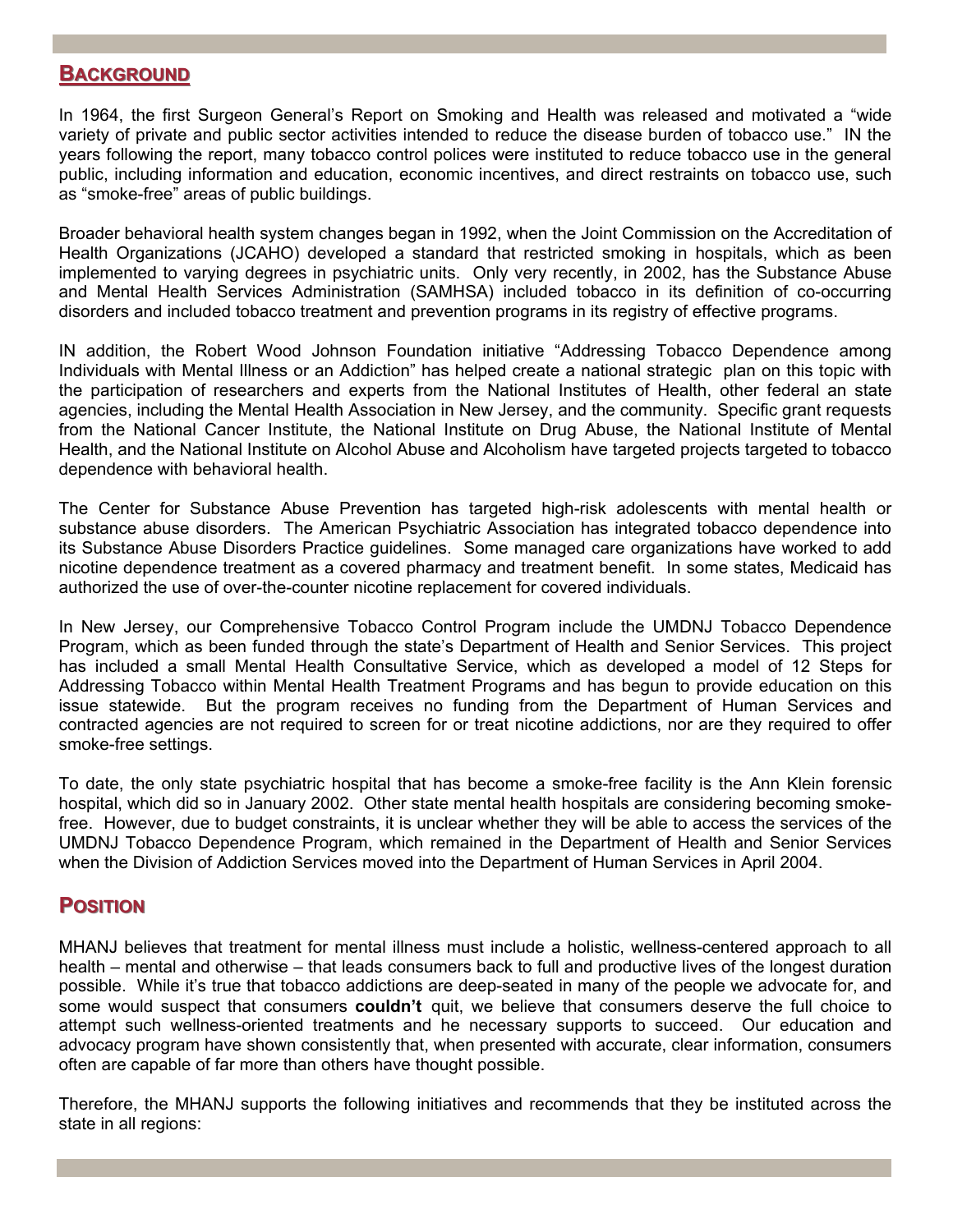## Background

In 1964, the first Surgeon General's Report on Smoking and Health was released and motivated a "wide variety of private and public sector activities intended to reduce the disease burden of tobacco use." IN the years following the report, many tobacco control polices were instituted to reduce tobacco use in the general public, including information and education, economic incentives, and direct restraints on tobacco use, such as "smoke-free" areas of public buildings.

Broader behavioral health system changes began in 1992, when the Joint Commission on the Accreditation of Health Organizations (JCAHO) developed a standard that restricted smoking in hospitals, which as been implemented to varying degrees in psychiatric units. Only very recently, in 2002, has the Substance Abuse and Mental Health Services Administration (SAMHSA) included tobacco in its definition of co-occurring disorders and included tobacco treatment and prevention programs in its registry of effective programs.

IN addition, the Robert Wood Johnson Foundation initiative "Addressing Tobacco Dependence among Individuals with Mental Illness or an Addiction" has helped create a national strategic plan on this topic with the participation of researchers and experts from the National Institutes of Health, other federal an state agencies, including the Mental Health Association in New Jersey, and the community. Specific grant requests from the National Cancer Institute, the National Institute on Drug Abuse, the National Institute of Mental Health, and the National Institute on Alcohol Abuse and Alcoholism have targeted projects targeted to tobacco dependence with behavioral health.

The Center for Substance Abuse Prevention has targeted high-risk adolescents with mental health or substance abuse disorders. The American Psychiatric Association has integrated tobacco dependence into its Substance Abuse Disorders Practice guidelines. Some managed care organizations have worked to add nicotine dependence treatment as a covered pharmacy and treatment benefit. In some states, Medicaid has authorized the use of over-the-counter nicotine replacement for covered individuals.

In New Jersey, our Comprehensive Tobacco Control Program include the UMDNJ Tobacco Dependence Program, which as been funded through the state's Department of Health and Senior Services. This project has included a small Mental Health Consultative Service, which as developed a model of 12 Steps for Addressing Tobacco within Mental Health Treatment Programs and has begun to provide education on this issue statewide. But the program receives no funding from the Department of Human Services and contracted agencies are not required to screen for or treat nicotine addictions, nor are they required to offer smoke-free settings.

To date, the only state psychiatric hospital that has become a smoke-free facility is the Ann Klein forensic hospital, which did so in January 2002. Other state mental health hospitals are considering becoming smoke-free. However, due to budget constraints, it is unclear whether they will be able to access the services of the UMDNJ Tobacco Dependence Program, which remained in the Department of Health and Senior Services when the Division of Addiction Services moved into the Department of Human Services in April 2004.

## Position

MHANJ believes that treatment for mental illness must include a holistic, wellness-centered approach to all health – mental and otherwise – that leads consumers back to full and productive lives of the longest duration possible. While it's true that tobacco addictions are deep-seated in many of the people we advocate for, and some would suspect that consumers **couldn't** quit, we believe that consumers deserve the full choice to attempt such wellness-oriented treatments and he necessary supports to succeed. Our education and advocacy program have shown consistently that, when presented with accurate, clear information, consumers often are capable of far more than others have thought possible.

Therefore, the MHANJ supports the following initiatives and recommends that they be instituted across the state in all regions: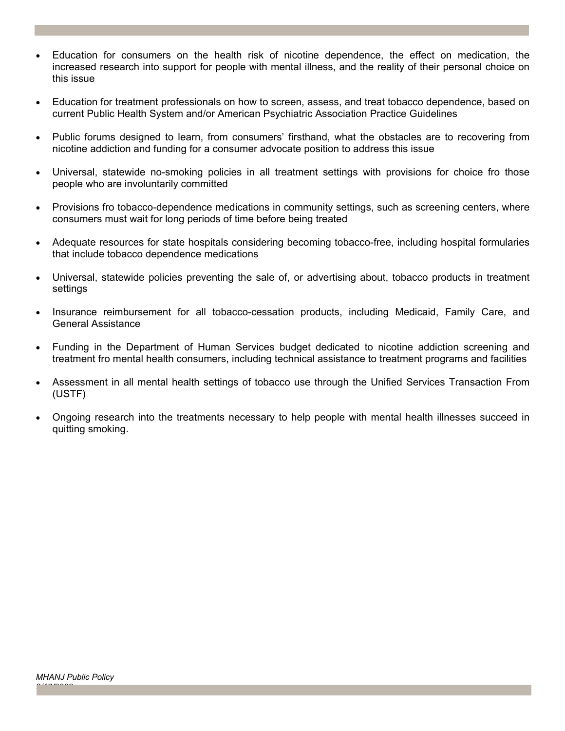- Education for consumers on the health risk of nicotine dependence, the effect on medication, the increased research into support for people with mental illness, and the reality of their personal choice on this issue

- Education for treatment professionals on how to screen, assess, and treat tobacco dependence, based on current Public Health System and/or American Psychiatric Association Practice Guidelines

- Public forums designed to learn, from consumers' firsthand, what the obstacles are to recovering from nicotine addiction and funding for a consumer advocate position to address this issue

- Universal, statewide no-smoking policies in all treatment settings with provisions for choice fro those people who are involuntarily committed

- Provisions fro tobacco-dependence medications in community settings, such as screening centers, where consumers must wait for long periods of time before being treated

- Adequate resources for state hospitals considering becoming tobacco-free, including hospital formularies that include tobacco dependence medications

- Universal, statewide policies preventing the sale of, or advertising about, tobacco products in treatment settings

- Insurance reimbursement for all tobacco-cessation products, including Medicaid, Family Care, and General Assistance

- Funding in the Department of Human Services budget dedicated to nicotine addiction screening and treatment fro mental health consumers, including technical assistance to treatment programs and facilities

- Assessment in all mental health settings of tobacco use through the Unified Services Transaction From (USTF)

- Ongoing research into the treatments necessary to help people with mental health illnesses succeed in quitting smoking.